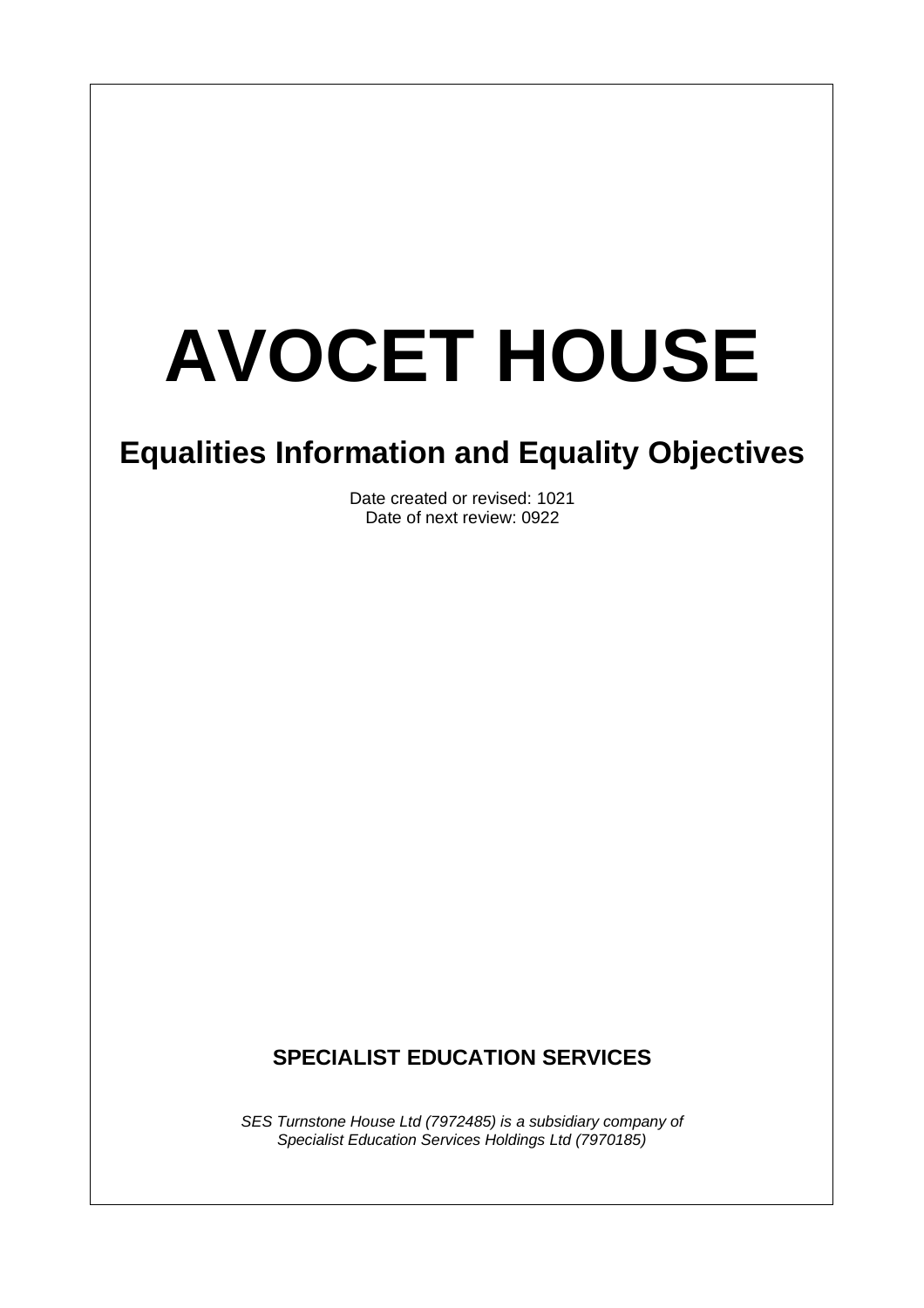# AVOCET HOUSE

## Equalities Information and Equality Objectives

Date created or revised: 1021
Date of next review: 0922

**SPECIALIST EDUCATION SERVICES**

*SES Turnstone House Ltd (7972485) is a subsidiary company of Specialist Education Services Holdings Ltd (7970185)*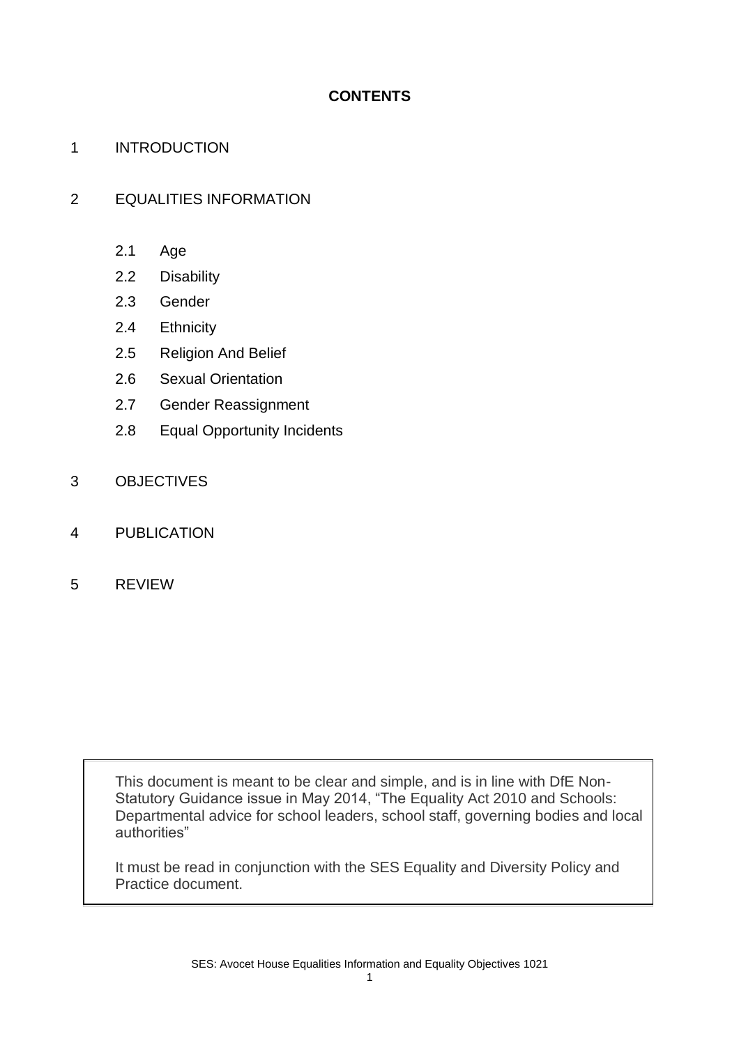**CONTENTS**

1 INTRODUCTION

2 EQUALITIES INFORMATION

- 2.1 Age
- 2.2 Disability
- 2.3 Gender
- 2.4 Ethnicity
- 2.5 Religion And Belief
- 2.6 Sexual Orientation
- 2.7 Gender Reassignment
- 2.8 Equal Opportunity Incidents

3 OBJECTIVES

4 PUBLICATION

5 REVIEW

This document is meant to be clear and simple, and is in line with DfE Non-Statutory Guidance issue in May 2014, "The Equality Act 2010 and Schools: Departmental advice for school leaders, school staff, governing bodies and local authorities"

It must be read in conjunction with the SES Equality and Diversity Policy and Practice document.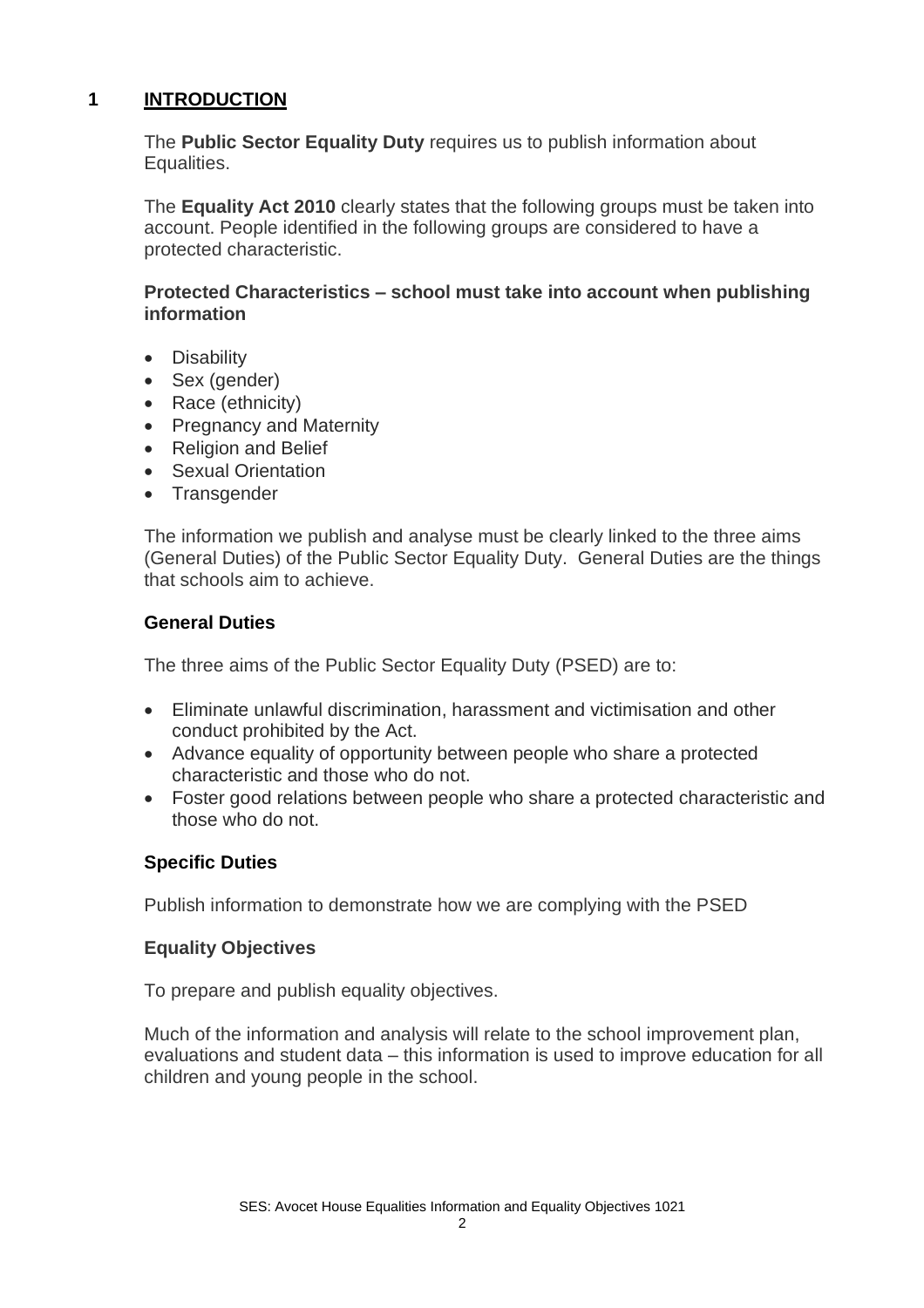# 1 INTRODUCTION

The **Public Sector Equality Duty** requires us to publish information about Equalities.

The **Equality Act 2010** clearly states that the following groups must be taken into account. People identified in the following groups are considered to have a protected characteristic.

**Protected Characteristics – school must take into account when publishing information**

- Disability
- Sex (gender)
- Race (ethnicity)
- Pregnancy and Maternity
- Religion and Belief
- Sexual Orientation
- Transgender

The information we publish and analyse must be clearly linked to the three aims (General Duties) of the Public Sector Equality Duty. General Duties are the things that schools aim to achieve.

### General Duties

The three aims of the Public Sector Equality Duty (PSED) are to:

- Eliminate unlawful discrimination, harassment and victimisation and other conduct prohibited by the Act.
- Advance equality of opportunity between people who share a protected characteristic and those who do not.
- Foster good relations between people who share a protected characteristic and those who do not.

### Specific Duties

Publish information to demonstrate how we are complying with the PSED

### Equality Objectives

To prepare and publish equality objectives.

Much of the information and analysis will relate to the school improvement plan, evaluations and student data – this information is used to improve education for all children and young people in the school.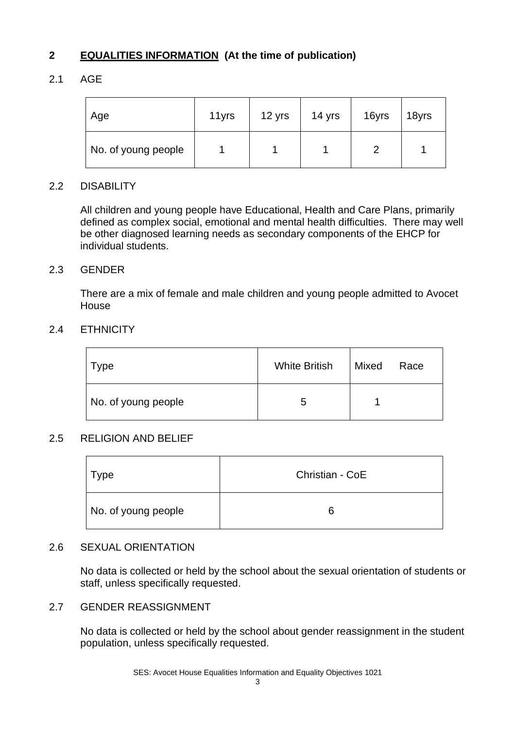## 2 EQUALITIES INFORMATION (At the time of publication)

### 2.1 AGE

| Age | 11yrs | 12 yrs | 14 yrs | 16yrs | 18yrs |
|---|---|---|---|---|---|
| No. of young people | 1 | 1 | 1 | 2 | 1 |

### 2.2 DISABILITY

All children and young people have Educational, Health and Care Plans, primarily defined as complex social, emotional and mental health difficulties. There may well be other diagnosed learning needs as secondary components of the EHCP for individual students.

### 2.3 GENDER

There are a mix of female and male children and young people admitted to Avocet House

### 2.4 ETHNICITY

| Type | White British | Mixed Race |
|---|---|---|
| No. of young people | 5 | 1 |

### 2.5 RELIGION AND BELIEF

| Type | Christian - CoE |
|---|---|
| No. of young people | 6 |

### 2.6 SEXUAL ORIENTATION

No data is collected or held by the school about the sexual orientation of students or staff, unless specifically requested.

### 2.7 GENDER REASSIGNMENT

No data is collected or held by the school about gender reassignment in the student population, unless specifically requested.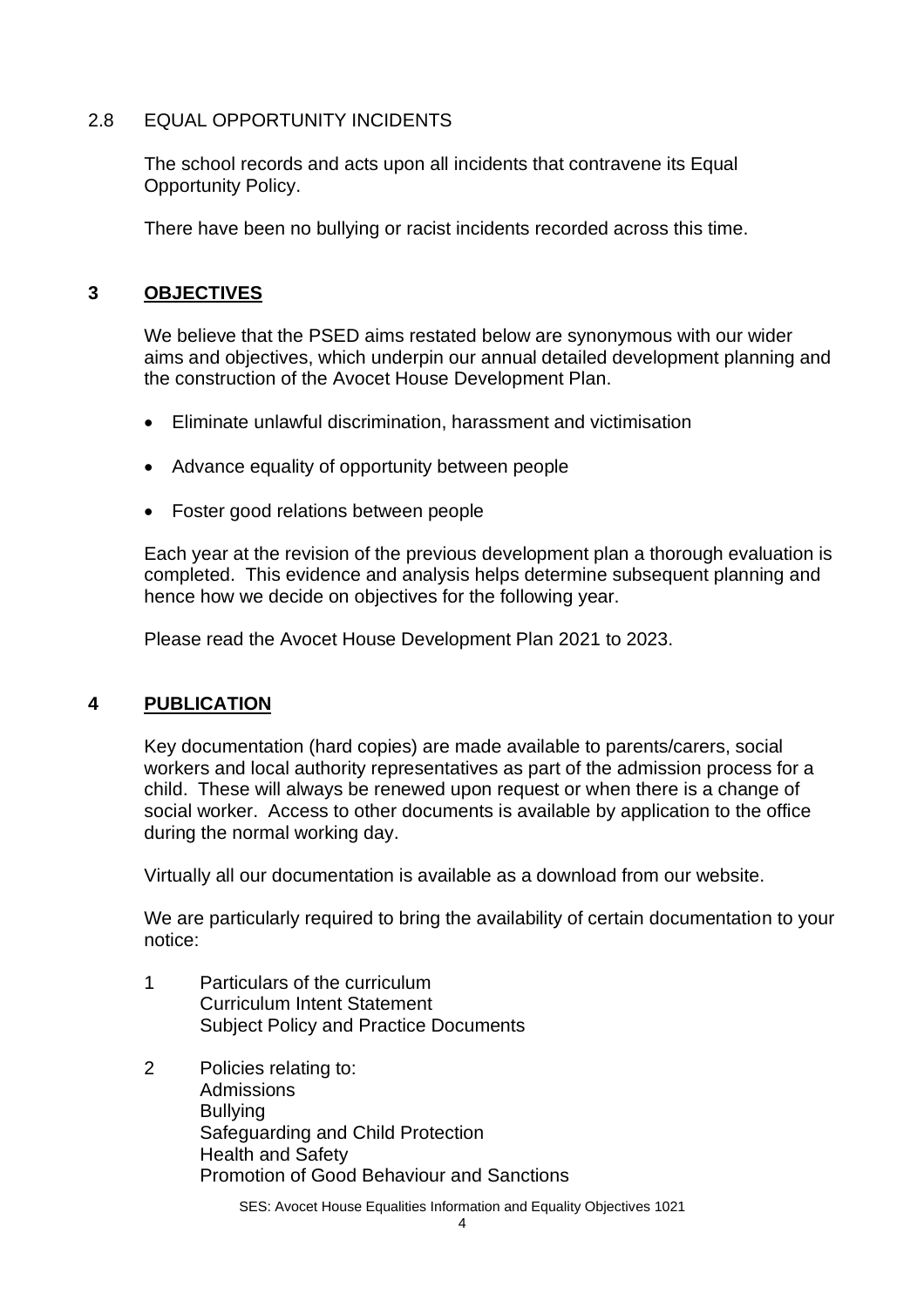### 2.8 EQUAL OPPORTUNITY INCIDENTS

The school records and acts upon all incidents that contravene its Equal Opportunity Policy.

There have been no bullying or racist incidents recorded across this time.

## 3 OBJECTIVES

We believe that the PSED aims restated below are synonymous with our wider aims and objectives, which underpin our annual detailed development planning and the construction of the Avocet House Development Plan.

- Eliminate unlawful discrimination, harassment and victimisation
- Advance equality of opportunity between people
- Foster good relations between people

Each year at the revision of the previous development plan a thorough evaluation is completed. This evidence and analysis helps determine subsequent planning and hence how we decide on objectives for the following year.

Please read the Avocet House Development Plan 2021 to 2023.

## 4 PUBLICATION

Key documentation (hard copies) are made available to parents/carers, social workers and local authority representatives as part of the admission process for a child. These will always be renewed upon request or when there is a change of social worker. Access to other documents is available by application to the office during the normal working day.

Virtually all our documentation is available as a download from our website.

We are particularly required to bring the availability of certain documentation to your notice:

1. Particulars of the curriculum
   Curriculum Intent Statement
   Subject Policy and Practice Documents

2. Policies relating to:
   Admissions
   Bullying
   Safeguarding and Child Protection
   Health and Safety
   Promotion of Good Behaviour and Sanctions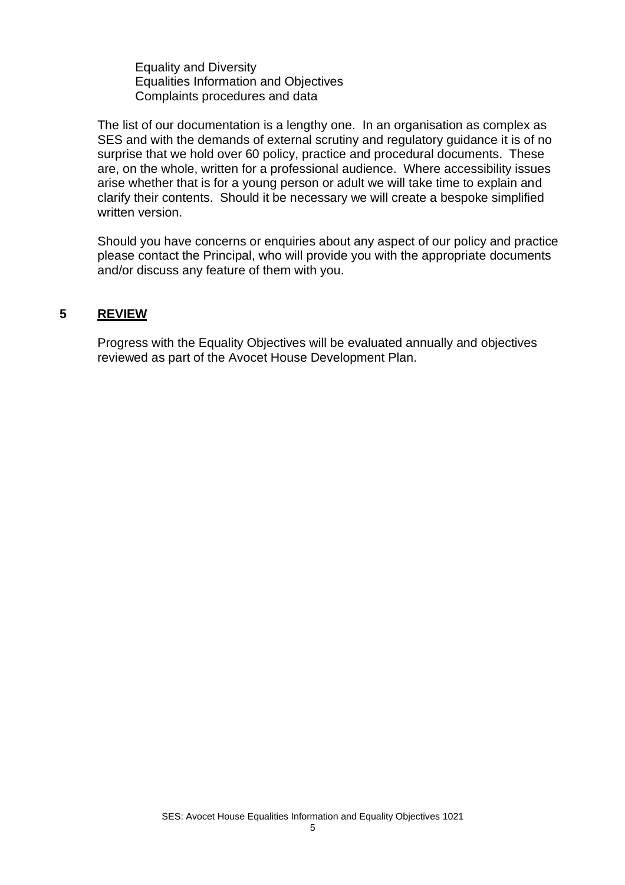Equality and Diversity
Equalities Information and Objectives
Complaints procedures and data

The list of our documentation is a lengthy one. In an organisation as complex as SES and with the demands of external scrutiny and regulatory guidance it is of no surprise that we hold over 60 policy, practice and procedural documents. These are, on the whole, written for a professional audience. Where accessibility issues arise whether that is for a young person or adult we will take time to explain and clarify their contents. Should it be necessary we will create a bespoke simplified written version.

Should you have concerns or enquiries about any aspect of our policy and practice please contact the Principal, who will provide you with the appropriate documents and/or discuss any feature of them with you.

## 5 REVIEW

Progress with the Equality Objectives will be evaluated annually and objectives reviewed as part of the Avocet House Development Plan.